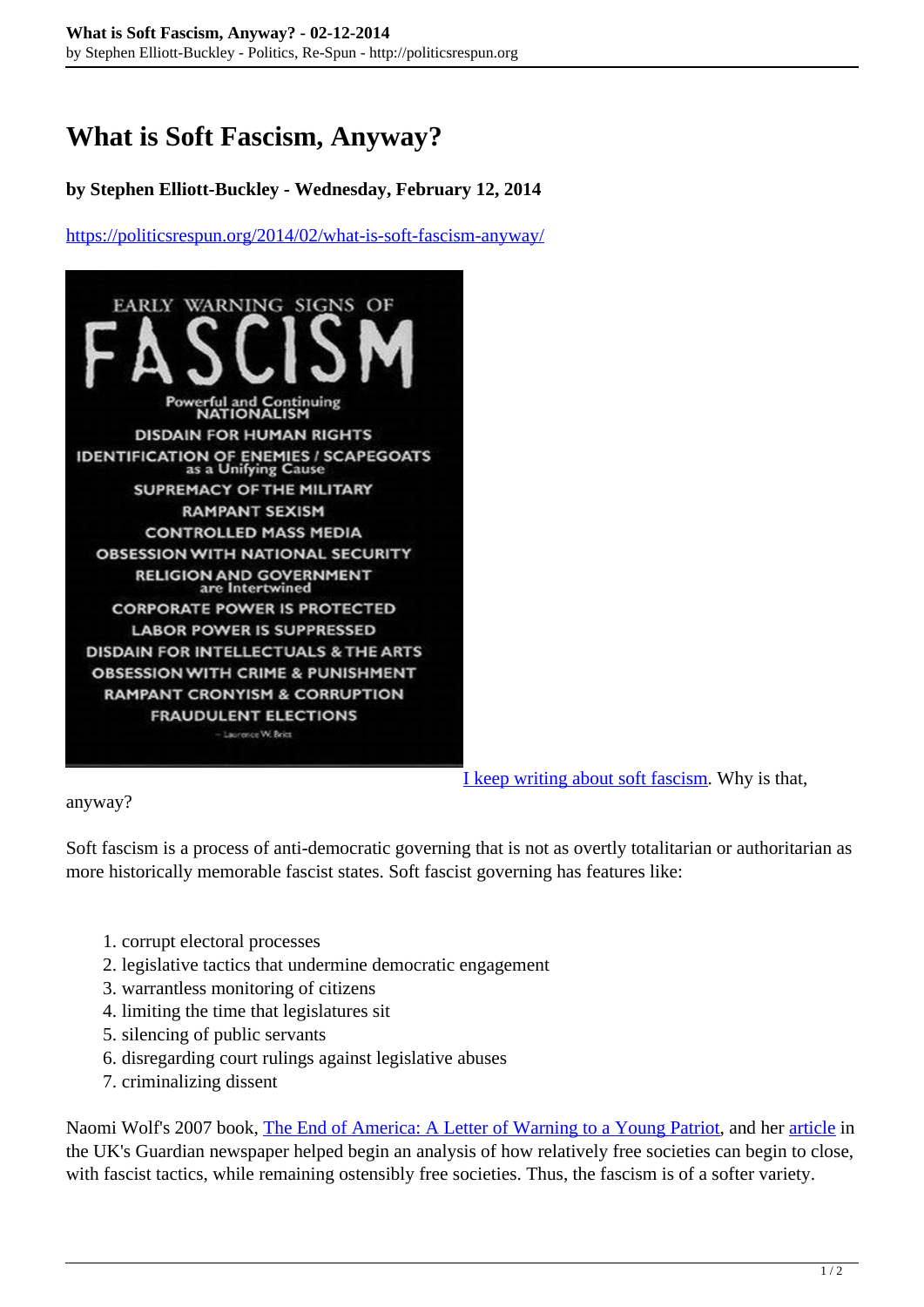# What is Soft Fascism, Anyway?

**by Stephen Elliott-Buckley - Wednesday, February 12, 2014**

https://politicsrespun.org/2014/02/what-is-soft-fascism-anyway/

I keep writing about soft fascism. Why is that, anyway?

Soft fascism is a process of anti-democratic governing that is not as overtly totalitarian or authoritarian as more historically memorable fascist states. Soft fascist governing has features like:

1. corrupt electoral processes
2. legislative tactics that undermine democratic engagement
3. warrantless monitoring of citizens
4. limiting the time that legislatures sit
5. silencing of public servants
6. disregarding court rulings against legislative abuses
7. criminalizing dissent

Naomi Wolf's 2007 book, The End of America: A Letter of Warning to a Young Patriot, and her article in the UK's Guardian newspaper helped begin an analysis of how relatively free societies can begin to close, with fascist tactics, while remaining ostensibly free societies. Thus, the fascism is of a softer variety.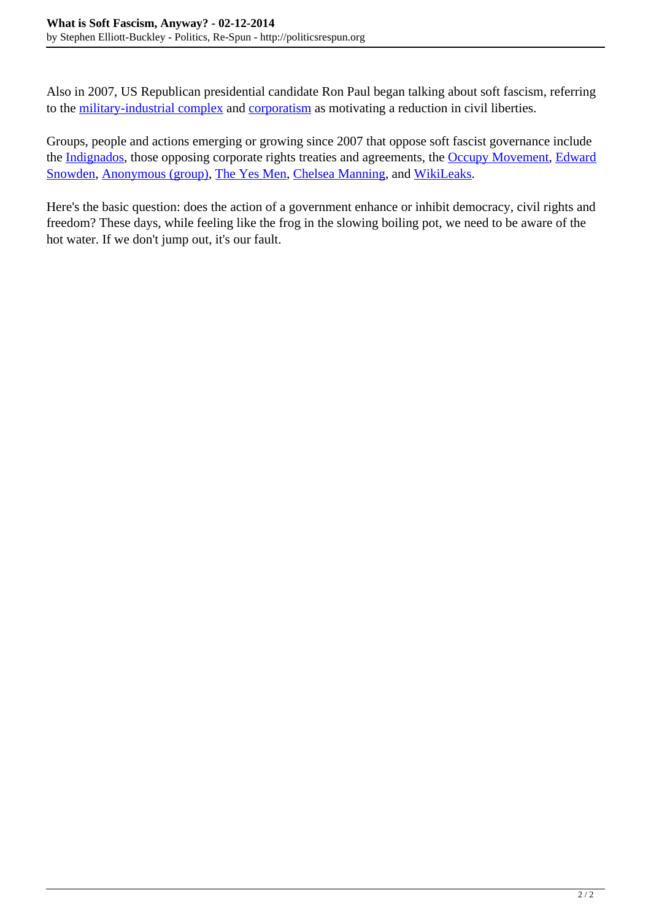Also in 2007, US Republican presidential candidate Ron Paul began talking about soft fascism, referring to the military-industrial complex and corporatism as motivating a reduction in civil liberties.

Groups, people and actions emerging or growing since 2007 that oppose soft fascist governance include the Indignados, those opposing corporate rights treaties and agreements, the Occupy Movement, Edward Snowden, Anonymous (group), The Yes Men, Chelsea Manning, and WikiLeaks.

Here's the basic question: does the action of a government enhance or inhibit democracy, civil rights and freedom? These days, while feeling like the frog in the slowing boiling pot, we need to be aware of the hot water. If we don't jump out, it's our fault.